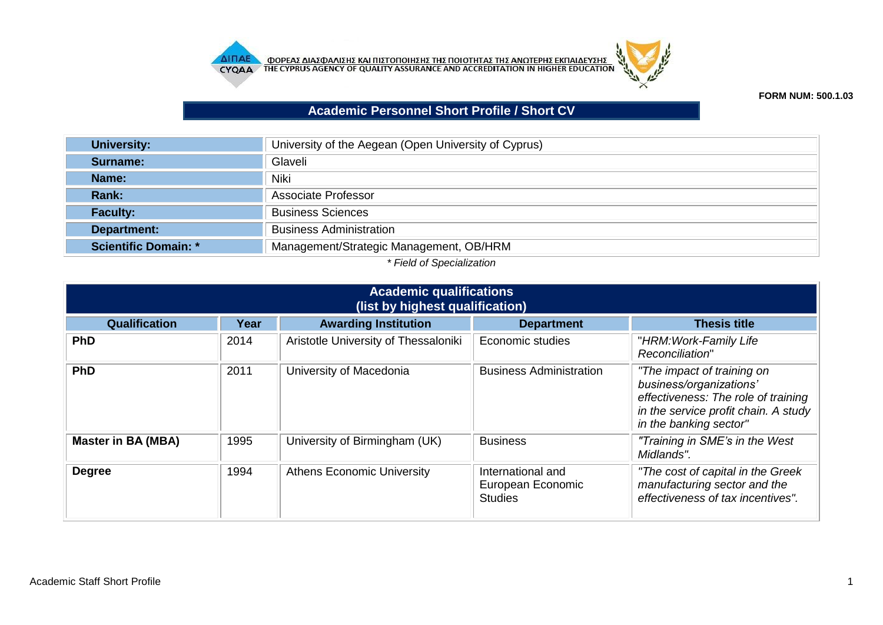ΦΟΡΕΑΣ ΔΙΑΣΦΑΛΙΣΗΣ ΚΑΙ ΠΙΣΤΟΠΟΙΗΣΗΣ ΤΗΣ ΠΟΙΟΤΗΤΑΣ ΤΗΣ ΑΝΩΤΕΡΗΣ ΕΚΠΑΙΔΕΥΣΗΣ
THE CYPRUS AGENCY OF QUALITY ASSURANCE AND ACCREDITATION IN HIGHER EDUCATION

**FORM NUM: 500.1.03**

# Academic Personnel Short Profile / Short CV

| | |
|---|---|
| **University:** | University of the Aegean (Open University of Cyprus) |
| **Surname:** | Glaveli |
| **Name:** | Niki |
| **Rank:** | Associate Professor |
| **Faculty:** | Business Sciences |
| **Department:** | Business Administration |
| **Scientific Domain: *** | Management/Strategic Management, OB/HRM |

*\* Field of Specialization*

## Academic qualifications (list by highest qualification)

| Qualification | Year | Awarding Institution | Department | Thesis title |
|---|---|---|---|---|
| **PhD** | 2014 | Aristotle University of Thessaloniki | Economic studies | "*HRM:Work-Family Life Reconciliation*" |
| **PhD** | 2011 | University of Macedonia | Business Administration | *"The impact of training on business/organizations' effectiveness: The role of training in the service profit chain. A study in the banking sector"* |
| **Master in BA (MBA)** | 1995 | University of Birmingham (UK) | Business | *"Training in SME's in the West Midlands".* |
| **Degree** | 1994 | Athens Economic University | International and European Economic Studies | *"The cost of capital in the Greek manufacturing sector and the effectiveness of tax incentives".* |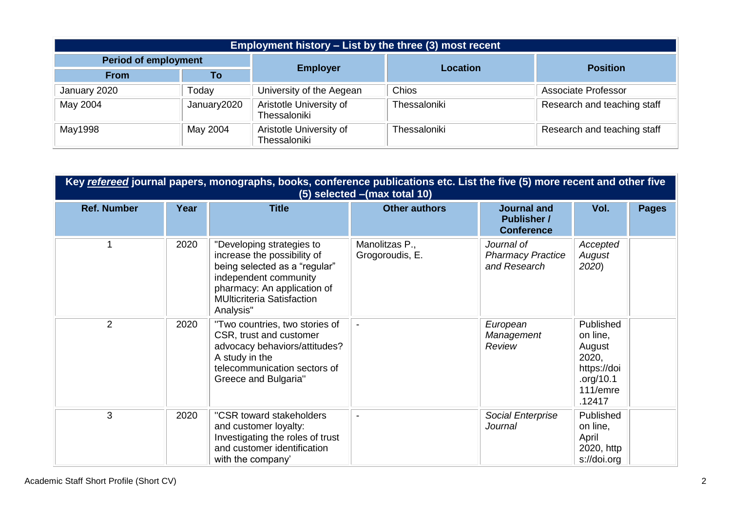| Employment history – List by the three (3) most recent | | | | |
|---|---|---|---|---|
| **Period of employment** | | **Employer** | **Location** | **Position** |
| **From** | **To** | | | |
| January 2020 | Today | University of the Aegean | Chios | Associate Professor |
| May 2004 | January2020 | Aristotle University of Thessaloniki | Thessaloniki | Research and teaching staff |
| May1998 | May 2004 | Aristotle University of Thessaloniki | Thessaloniki | Research and teaching staff |

| Key *refereed* journal papers, monographs, books, conference publications etc. List the five (5) more recent and other five (5) selected –(max total 10) | | | | | | |
|---|---|---|---|---|---|---|
| **Ref. Number** | **Year** | **Title** | **Other authors** | **Journal and Publisher / Conference** | **Vol.** | **Pages** |
| 1 | 2020 | "Developing strategies to increase the possibility of being selected as a "regular" independent community pharmacy: An application of MUlticriteria Satisfaction Analysis" | Manolitzas P., Grogoroudis, E. | *Journal of Pharmacy Practice and Research* | *Accepted August 2020*) | |
| 2 | 2020 | "Two countries, two stories of CSR, trust and customer advocacy behaviors/attitudes? A study in the telecommunication sectors of Greece and Bulgaria" | - | *European Management Review* | Published on line, August 2020, https://doi.org/10.1111/emre.12417 | |
| 3 | 2020 | "CSR toward stakeholders and customer loyalty: Investigating the roles of trust and customer identification with the company' | - | *Social Enterprise Journal* | Published on line, April 2020, https://doi.org | |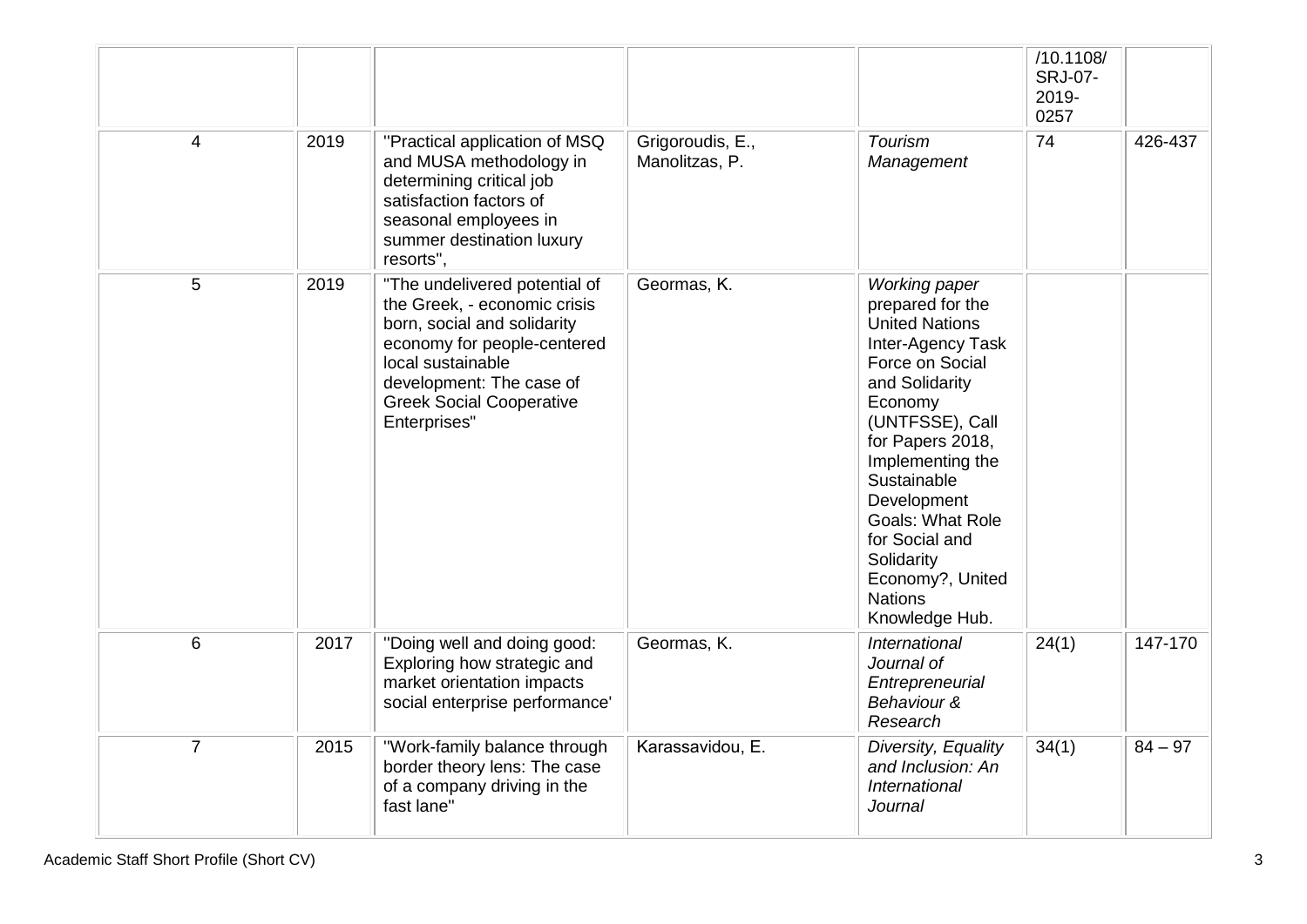| | | | | | | |
|---|---|---|---|---|---|---|
| | | | | | /10.1108/SRJ-07-2019-0257 | |
| 4 | 2019 | "Practical application of MSQ and MUSA methodology in determining critical job satisfaction factors of seasonal employees in summer destination luxury resorts", | Grigoroudis, E., Manolitzas, P. | *Tourism Management* | 74 | 426-437 |
| 5 | 2019 | "The undelivered potential of the Greek, - economic crisis born, social and solidarity economy for people-centered local sustainable development: The case of Greek Social Cooperative Enterprises" | Geormas, K. | *Working paper* prepared for the United Nations Inter-Agency Task Force on Social and Solidarity Economy (UNTFSSE), Call for Papers 2018, Implementing the Sustainable Development Goals: What Role for Social and Solidarity Economy?, United Nations Knowledge Hub. | | |
| 6 | 2017 | "Doing well and doing good: Exploring how strategic and market orientation impacts social enterprise performance' | Geormas, K. | *International Journal of Entrepreneurial Behaviour & Research* | 24(1) | 147-170 |
| 7 | 2015 | "Work-family balance through border theory lens: The case of a company driving in the fast lane" | Karassavidou, E. | *Diversity, Equality and Inclusion: An International Journal* | 34(1) | 84 – 97 |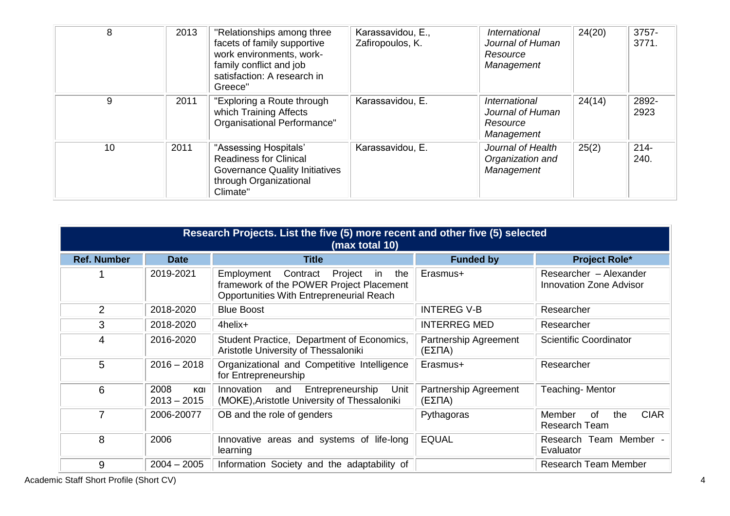| 8 | 2013 | "Relationships among three facets of family supportive work environments, work-family conflict and job satisfaction: A research in Greece" | Karassavidou, E., Zafiropoulos, K. | *International Journal of Human Resource Management* | 24(20) | 3757-3771. |
|---|---|---|---|---|---|---|
| 9 | 2011 | "Exploring a Route through which Training Affects Organisational Performance" | Karassavidou, E. | *International Journal of Human Resource Management* | 24(14) | 2892-2923 |
| 10 | 2011 | "Assessing Hospitals' Readiness for Clinical Governance Quality Initiatives through Organizational Climate" | Karassavidou, E. | *Journal of Health Organization and Management* | 25(2) | 214-240. |

| **Research Projects. List the five (5) more recent and other five (5) selected (max total 10)** | | | | |
|---|---|---|---|---|
| **Ref. Number** | **Date** | **Title** | **Funded by** | **Project Role\*** |
| 1 | 2019-2021 | Employment Contract Project in the framework of the POWER Project Placement Opportunities With Entrepreneurial Reach | Erasmus+ | Researcher – Alexander Innovation Zone Advisor |
| 2 | 2018-2020 | Blue Boost | INTEREG V-B | Researcher |
| 3 | 2018-2020 | 4helix+ | INTERREG MED | Researcher |
| 4 | 2016-2020 | Student Practice, Department of Economics, Aristotle University of Thessaloniki | Partnership Agreement (ΕΣΠΑ) | Scientific Coordinator |
| 5 | 2016 – 2018 | Organizational and Competitive Intelligence for Entrepreneurship | Erasmus+ | Researcher |
| 6 | 2008 και 2013 – 2015 | Innovation and Entrepreneurship Unit (MOKE),Aristotle University of Thessaloniki | Partnership Agreement (ΕΣΠΑ) | Teaching- Mentor |
| 7 | 2006-20077 | OB and the role of genders | Pythagoras | Member of the CIAR Research Team |
| 8 | 2006 | Innovative areas and systems of life-long learning | EQUAL | Research Team Member - Evaluator |
| 9 | 2004 – 2005 | Information Society and the adaptability of | | Research Team Member |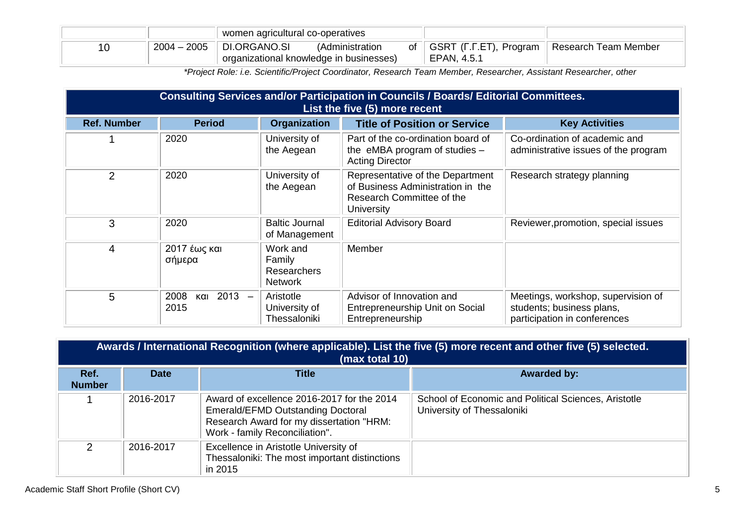| | | women agricultural co-operatives | | |
|---|---|---|---|---|
| 10 | 2004 – 2005 | DI.ORGANO.SI (Administration of organizational knowledge in businesses) | GSRT (Γ.Γ.ΕΤ), Program EPAN, 4.5.1 | Research Team Member |

*\*Project Role: i.e. Scientific/Project Coordinator, Research Team Member, Researcher, Assistant Researcher, other*

| **Consulting Services and/or Participation in Councils / Boards/ Editorial Committees. List the five (5) more recent** | | | | |
|---|---|---|---|---|
| **Ref. Number** | **Period** | **Organization** | **Title of Position or Service** | **Key Activities** |
| 1 | 2020 | University of the Aegean | Part of the co-ordination board of the eMBA program of studies – Acting Director | Co-ordination of academic and administrative issues of the program |
| 2 | 2020 | University of the Aegean | Representative of the Department of Business Administration in the Research Committee of the University | Research strategy planning |
| 3 | 2020 | Baltic Journal of Management | Editorial Advisory Board | Reviewer,promotion, special issues |
| 4 | 2017 έως και σήμερα | Work and Family Researchers Network | Member | |
| 5 | 2008 και 2013 – 2015 | Aristotle University of Thessaloniki | Advisor of Innovation and Entrepreneurship Unit on Social Entrepreneurship | Meetings, workshop, supervision of students; business plans, participation in conferences |

| **Awards / International Recognition (where applicable). List the five (5) more recent and other five (5) selected. (max total 10)** | | | |
|---|---|---|---|
| **Ref. Number** | **Date** | **Title** | **Awarded by:** |
| 1 | 2016-2017 | Award of excellence 2016-2017 for the 2014 Emerald/EFMD Outstanding Doctoral Research Award for my dissertation "HRM: Work - family Reconciliation". | School of Economic and Political Sciences, Aristotle University of Thessaloniki |
| 2 | 2016-2017 | Excellence in Aristotle University of Thessaloniki: The most important distinctions in 2015 | |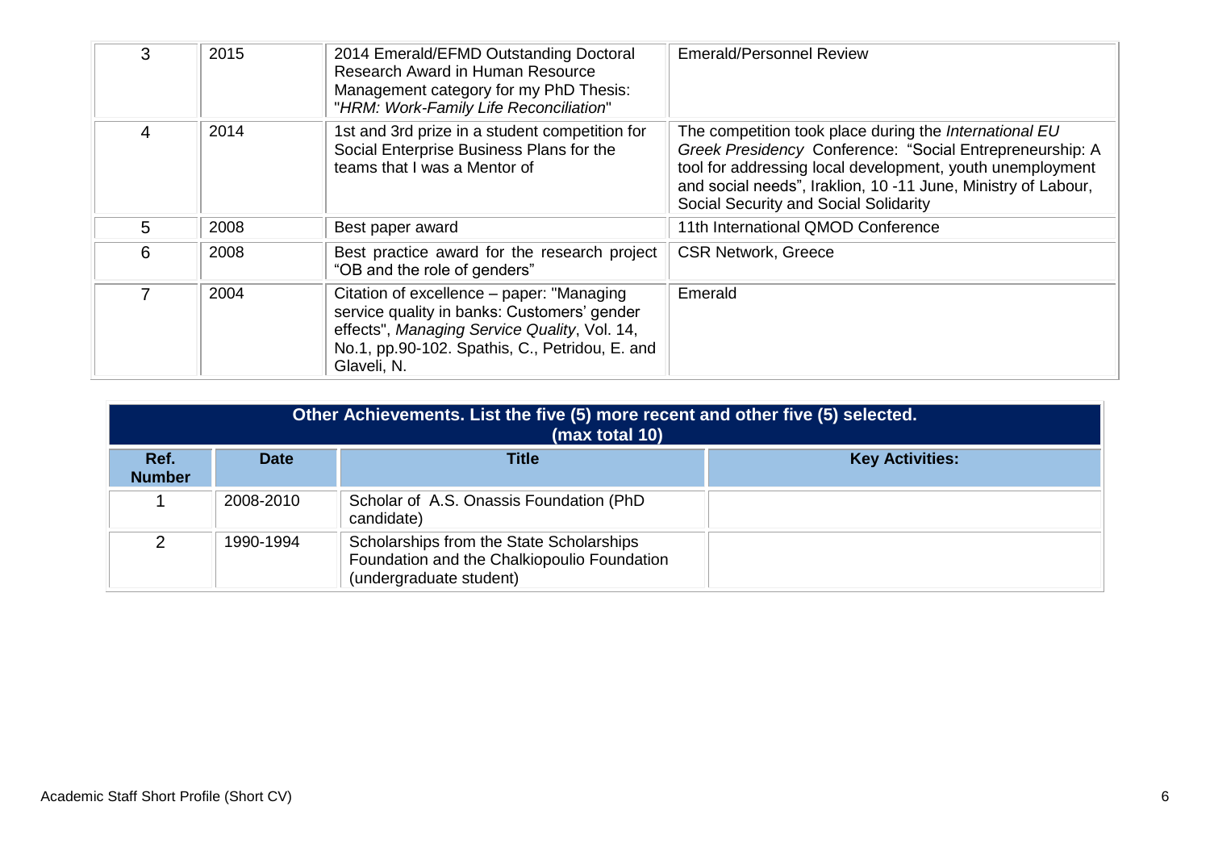| | | | |
|---|---|---|---|
| 3 | 2015 | 2014 Emerald/EFMD Outstanding Doctoral Research Award in Human Resource Management category for my PhD Thesis: "*HRM: Work-Family Life Reconciliation*" | Emerald/Personnel Review |
| 4 | 2014 | 1st and 3rd prize in a student competition for Social Enterprise Business Plans for the teams that I was a Mentor of | The competition took place during the *International EU Greek Presidency* Conference: "Social Entrepreneurship: A tool for addressing local development, youth unemployment and social needs", Iraklion, 10 -11 June, Ministry of Labour, Social Security and Social Solidarity |
| 5 | 2008 | Best paper award | 11th International QMOD Conference |
| 6 | 2008 | Best practice award for the research project "OB and the role of genders" | CSR Network, Greece |
| 7 | 2004 | Citation of excellence – paper: "Managing service quality in banks: Customers' gender effects", *Managing Service Quality*, Vol. 14, No.1, pp.90-102. Spathis, C., Petridou, E. and Glaveli, N. | Emerald |

**Other Achievements. List the five (5) more recent and other five (5) selected. (max total 10)**

| Ref. Number | Date | Title | Key Activities: |
|---|---|---|---|
| 1 | 2008-2010 | Scholar of A.S. Onassis Foundation (PhD candidate) | |
| 2 | 1990-1994 | Scholarships from the State Scholarships Foundation and the Chalkiopoulio Foundation (undergraduate student) | |